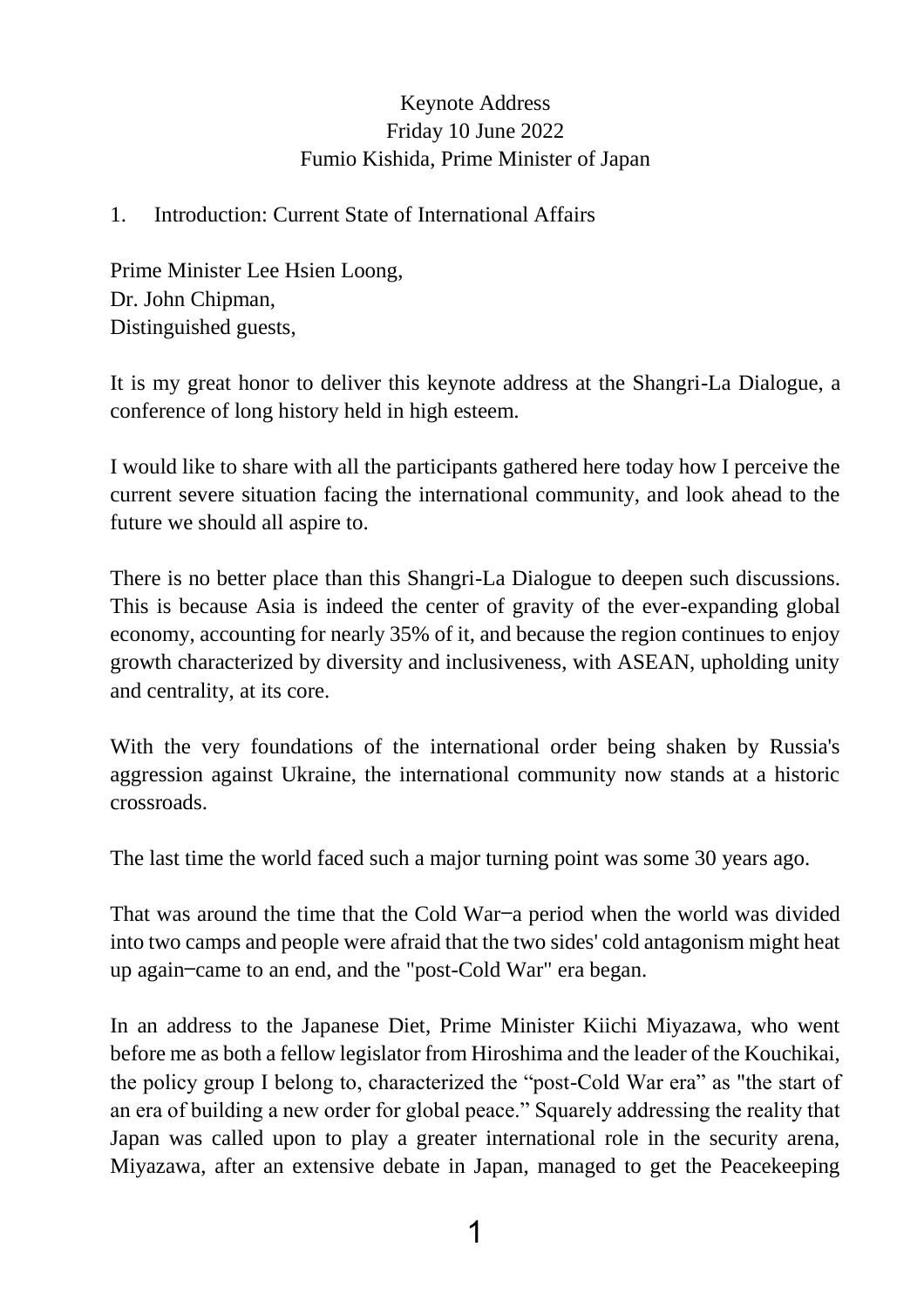Keynote Address
Friday 10 June 2022
Fumio Kishida, Prime Minister of Japan

## 1. Introduction: Current State of International Affairs

Prime Minister Lee Hsien Loong,
Dr. John Chipman,
Distinguished guests,

It is my great honor to deliver this keynote address at the Shangri-La Dialogue, a conference of long history held in high esteem.

I would like to share with all the participants gathered here today how I perceive the current severe situation facing the international community, and look ahead to the future we should all aspire to.

There is no better place than this Shangri-La Dialogue to deepen such discussions. This is because Asia is indeed the center of gravity of the ever-expanding global economy, accounting for nearly 35% of it, and because the region continues to enjoy growth characterized by diversity and inclusiveness, with ASEAN, upholding unity and centrality, at its core.

With the very foundations of the international order being shaken by Russia's aggression against Ukraine, the international community now stands at a historic crossroads.

The last time the world faced such a major turning point was some 30 years ago.

That was around the time that the Cold War–a period when the world was divided into two camps and people were afraid that the two sides' cold antagonism might heat up again–came to an end, and the "post-Cold War" era began.

In an address to the Japanese Diet, Prime Minister Kiichi Miyazawa, who went before me as both a fellow legislator from Hiroshima and the leader of the Kouchikai, the policy group I belong to, characterized the "post-Cold War era" as "the start of an era of building a new order for global peace." Squarely addressing the reality that Japan was called upon to play a greater international role in the security arena, Miyazawa, after an extensive debate in Japan, managed to get the Peacekeeping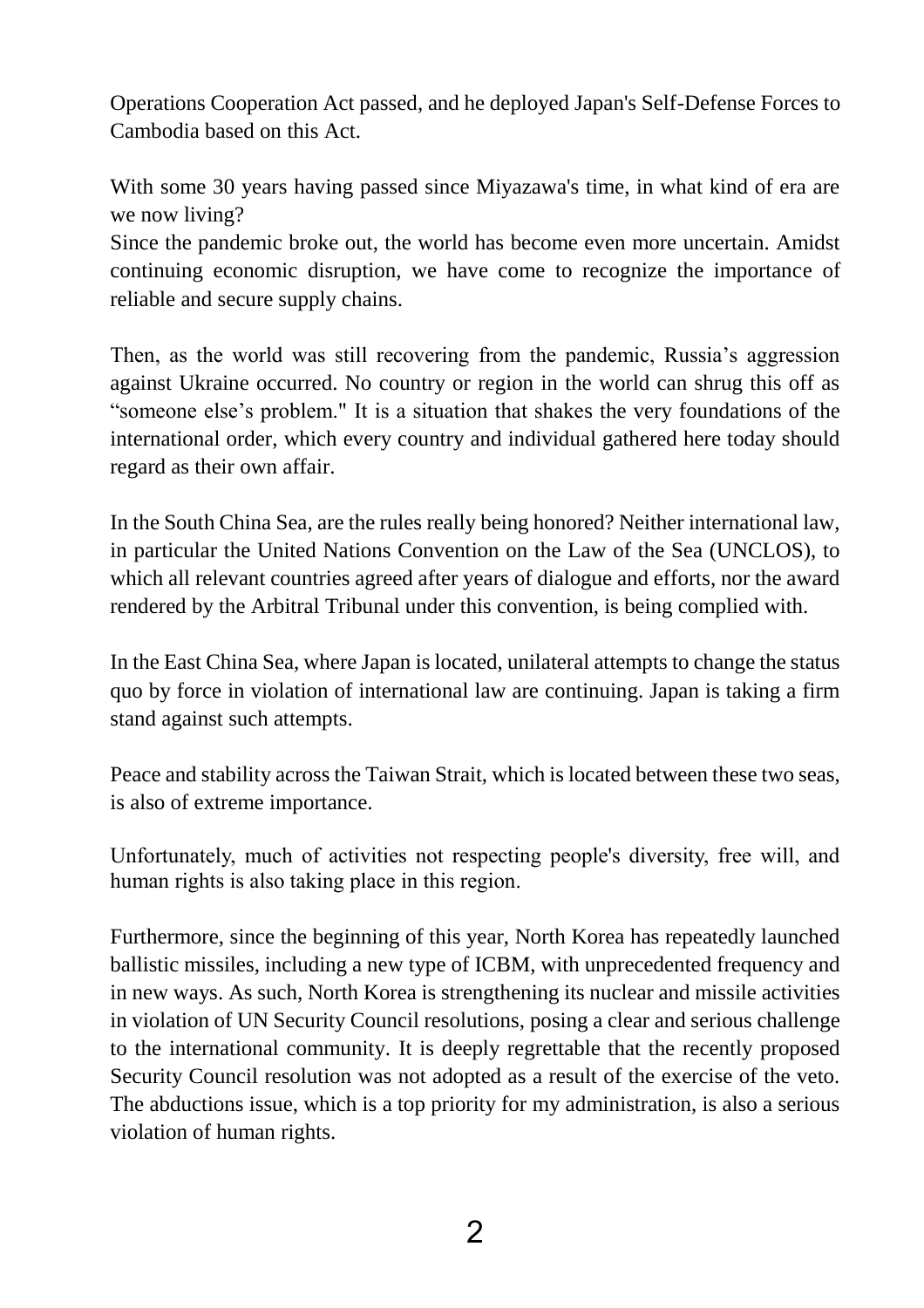Operations Cooperation Act passed, and he deployed Japan's Self-Defense Forces to Cambodia based on this Act.

With some 30 years having passed since Miyazawa's time, in what kind of era are we now living?
Since the pandemic broke out, the world has become even more uncertain. Amidst continuing economic disruption, we have come to recognize the importance of reliable and secure supply chains.

Then, as the world was still recovering from the pandemic, Russia's aggression against Ukraine occurred. No country or region in the world can shrug this off as "someone else's problem." It is a situation that shakes the very foundations of the international order, which every country and individual gathered here today should regard as their own affair.

In the South China Sea, are the rules really being honored? Neither international law, in particular the United Nations Convention on the Law of the Sea (UNCLOS), to which all relevant countries agreed after years of dialogue and efforts, nor the award rendered by the Arbitral Tribunal under this convention, is being complied with.

In the East China Sea, where Japan is located, unilateral attempts to change the status quo by force in violation of international law are continuing. Japan is taking a firm stand against such attempts.

Peace and stability across the Taiwan Strait, which is located between these two seas, is also of extreme importance.

Unfortunately, much of activities not respecting people's diversity, free will, and human rights is also taking place in this region.

Furthermore, since the beginning of this year, North Korea has repeatedly launched ballistic missiles, including a new type of ICBM, with unprecedented frequency and in new ways. As such, North Korea is strengthening its nuclear and missile activities in violation of UN Security Council resolutions, posing a clear and serious challenge to the international community. It is deeply regrettable that the recently proposed Security Council resolution was not adopted as a result of the exercise of the veto. The abductions issue, which is a top priority for my administration, is also a serious violation of human rights.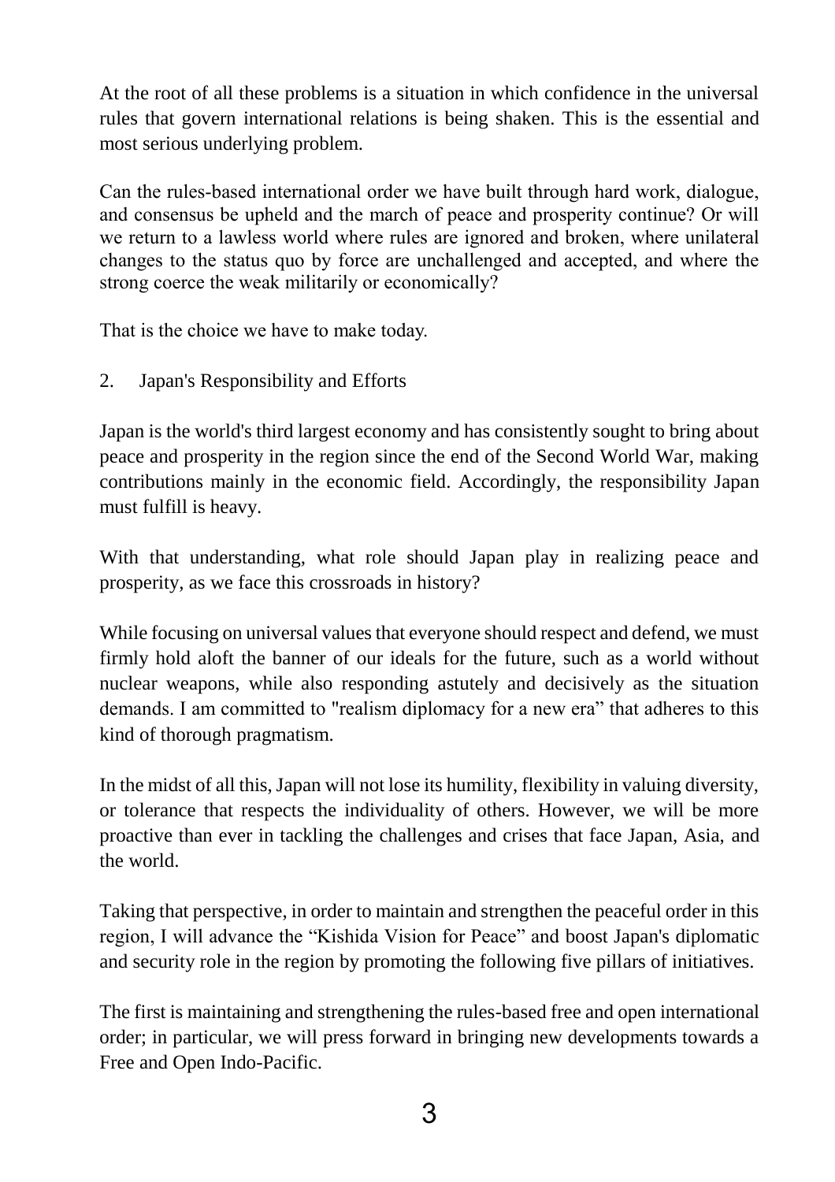At the root of all these problems is a situation in which confidence in the universal rules that govern international relations is being shaken. This is the essential and most serious underlying problem.

Can the rules-based international order we have built through hard work, dialogue, and consensus be upheld and the march of peace and prosperity continue? Or will we return to a lawless world where rules are ignored and broken, where unilateral changes to the status quo by force are unchallenged and accepted, and where the strong coerce the weak militarily or economically?

That is the choice we have to make today.

## 2. Japan's Responsibility and Efforts

Japan is the world's third largest economy and has consistently sought to bring about peace and prosperity in the region since the end of the Second World War, making contributions mainly in the economic field. Accordingly, the responsibility Japan must fulfill is heavy.

With that understanding, what role should Japan play in realizing peace and prosperity, as we face this crossroads in history?

While focusing on universal values that everyone should respect and defend, we must firmly hold aloft the banner of our ideals for the future, such as a world without nuclear weapons, while also responding astutely and decisively as the situation demands. I am committed to "realism diplomacy for a new era" that adheres to this kind of thorough pragmatism.

In the midst of all this, Japan will not lose its humility, flexibility in valuing diversity, or tolerance that respects the individuality of others. However, we will be more proactive than ever in tackling the challenges and crises that face Japan, Asia, and the world.

Taking that perspective, in order to maintain and strengthen the peaceful order in this region, I will advance the "Kishida Vision for Peace" and boost Japan's diplomatic and security role in the region by promoting the following five pillars of initiatives.

The first is maintaining and strengthening the rules-based free and open international order; in particular, we will press forward in bringing new developments towards a Free and Open Indo-Pacific.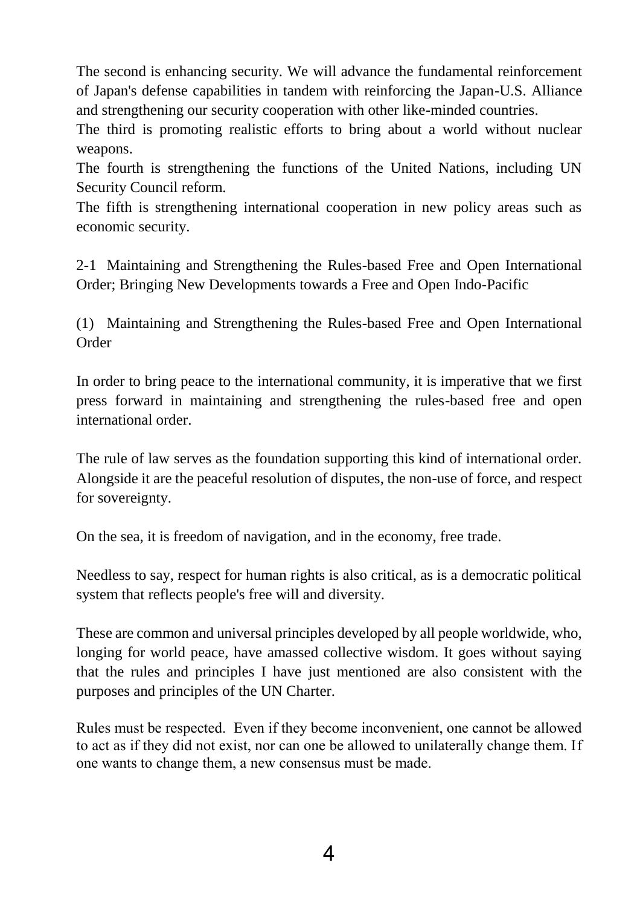The second is enhancing security. We will advance the fundamental reinforcement of Japan's defense capabilities in tandem with reinforcing the Japan-U.S. Alliance and strengthening our security cooperation with other like-minded countries.

The third is promoting realistic efforts to bring about a world without nuclear weapons.

The fourth is strengthening the functions of the United Nations, including UN Security Council reform.

The fifth is strengthening international cooperation in new policy areas such as economic security.

## 2-1 Maintaining and Strengthening the Rules-based Free and Open International Order; Bringing New Developments towards a Free and Open Indo-Pacific

### (1) Maintaining and Strengthening the Rules-based Free and Open International Order

In order to bring peace to the international community, it is imperative that we first press forward in maintaining and strengthening the rules-based free and open international order.

The rule of law serves as the foundation supporting this kind of international order. Alongside it are the peaceful resolution of disputes, the non-use of force, and respect for sovereignty.

On the sea, it is freedom of navigation, and in the economy, free trade.

Needless to say, respect for human rights is also critical, as is a democratic political system that reflects people's free will and diversity.

These are common and universal principles developed by all people worldwide, who, longing for world peace, have amassed collective wisdom. It goes without saying that the rules and principles I have just mentioned are also consistent with the purposes and principles of the UN Charter.

Rules must be respected. Even if they become inconvenient, one cannot be allowed to act as if they did not exist, nor can one be allowed to unilaterally change them. If one wants to change them, a new consensus must be made.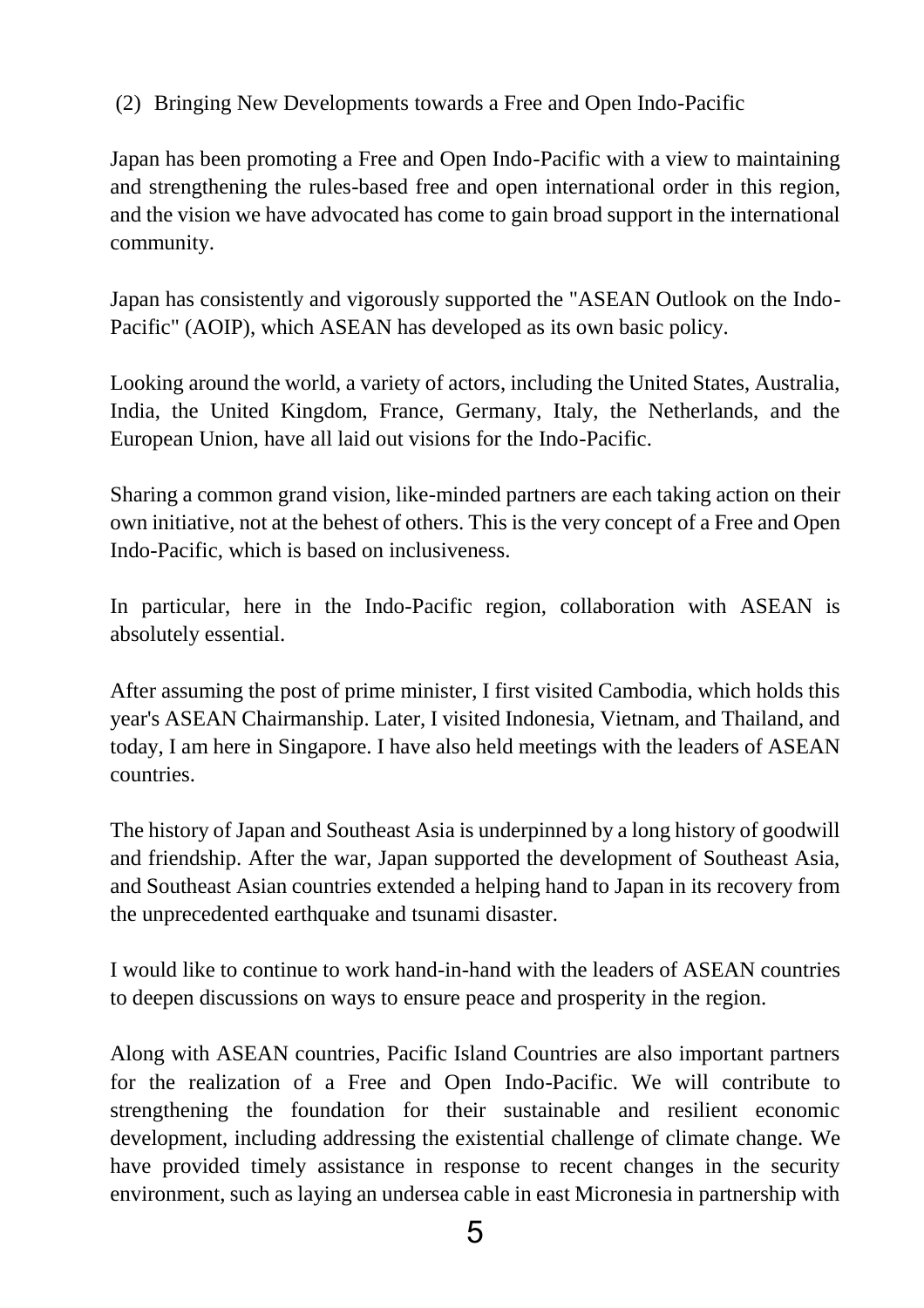### (2) Bringing New Developments towards a Free and Open Indo-Pacific

Japan has been promoting a Free and Open Indo-Pacific with a view to maintaining and strengthening the rules-based free and open international order in this region, and the vision we have advocated has come to gain broad support in the international community.

Japan has consistently and vigorously supported the "ASEAN Outlook on the Indo-Pacific" (AOIP), which ASEAN has developed as its own basic policy.

Looking around the world, a variety of actors, including the United States, Australia, India, the United Kingdom, France, Germany, Italy, the Netherlands, and the European Union, have all laid out visions for the Indo-Pacific.

Sharing a common grand vision, like-minded partners are each taking action on their own initiative, not at the behest of others. This is the very concept of a Free and Open Indo-Pacific, which is based on inclusiveness.

In particular, here in the Indo-Pacific region, collaboration with ASEAN is absolutely essential.

After assuming the post of prime minister, I first visited Cambodia, which holds this year's ASEAN Chairmanship. Later, I visited Indonesia, Vietnam, and Thailand, and today, I am here in Singapore. I have also held meetings with the leaders of ASEAN countries.

The history of Japan and Southeast Asia is underpinned by a long history of goodwill and friendship. After the war, Japan supported the development of Southeast Asia, and Southeast Asian countries extended a helping hand to Japan in its recovery from the unprecedented earthquake and tsunami disaster.

I would like to continue to work hand-in-hand with the leaders of ASEAN countries to deepen discussions on ways to ensure peace and prosperity in the region.

Along with ASEAN countries, Pacific Island Countries are also important partners for the realization of a Free and Open Indo-Pacific. We will contribute to strengthening the foundation for their sustainable and resilient economic development, including addressing the existential challenge of climate change. We have provided timely assistance in response to recent changes in the security environment, such as laying an undersea cable in east Micronesia in partnership with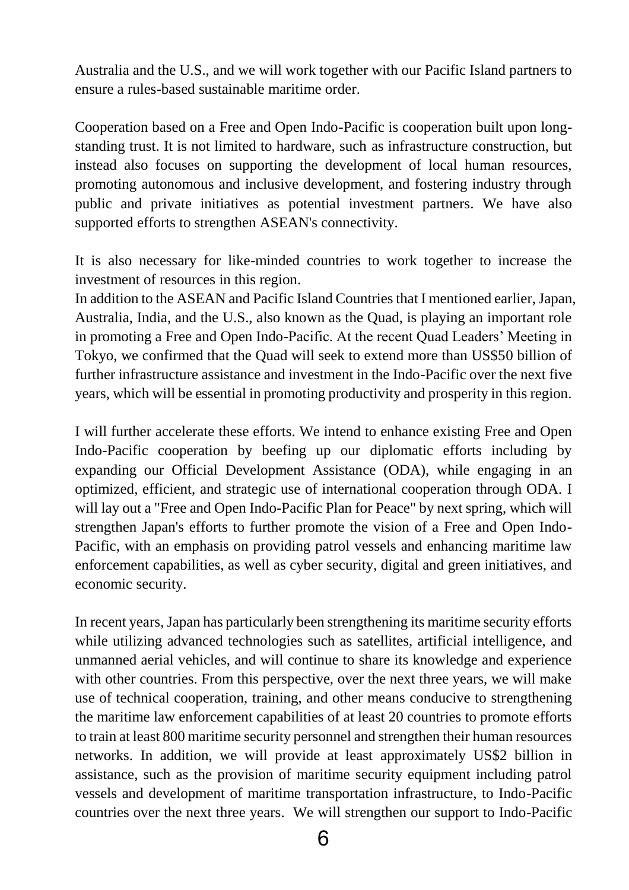Australia and the U.S., and we will work together with our Pacific Island partners to ensure a rules-based sustainable maritime order.

Cooperation based on a Free and Open Indo-Pacific is cooperation built upon long-standing trust. It is not limited to hardware, such as infrastructure construction, but instead also focuses on supporting the development of local human resources, promoting autonomous and inclusive development, and fostering industry through public and private initiatives as potential investment partners. We have also supported efforts to strengthen ASEAN's connectivity.

It is also necessary for like-minded countries to work together to increase the investment of resources in this region.
In addition to the ASEAN and Pacific Island Countries that I mentioned earlier, Japan, Australia, India, and the U.S., also known as the Quad, is playing an important role in promoting a Free and Open Indo-Pacific. At the recent Quad Leaders' Meeting in Tokyo, we confirmed that the Quad will seek to extend more than US$50 billion of further infrastructure assistance and investment in the Indo-Pacific over the next five years, which will be essential in promoting productivity and prosperity in this region.

I will further accelerate these efforts. We intend to enhance existing Free and Open Indo-Pacific cooperation by beefing up our diplomatic efforts including by expanding our Official Development Assistance (ODA), while engaging in an optimized, efficient, and strategic use of international cooperation through ODA. I will lay out a "Free and Open Indo-Pacific Plan for Peace" by next spring, which will strengthen Japan's efforts to further promote the vision of a Free and Open Indo-Pacific, with an emphasis on providing patrol vessels and enhancing maritime law enforcement capabilities, as well as cyber security, digital and green initiatives, and economic security.

In recent years, Japan has particularly been strengthening its maritime security efforts while utilizing advanced technologies such as satellites, artificial intelligence, and unmanned aerial vehicles, and will continue to share its knowledge and experience with other countries. From this perspective, over the next three years, we will make use of technical cooperation, training, and other means conducive to strengthening the maritime law enforcement capabilities of at least 20 countries to promote efforts to train at least 800 maritime security personnel and strengthen their human resources networks. In addition, we will provide at least approximately US$2 billion in assistance, such as the provision of maritime security equipment including patrol vessels and development of maritime transportation infrastructure, to Indo-Pacific countries over the next three years. We will strengthen our support to Indo-Pacific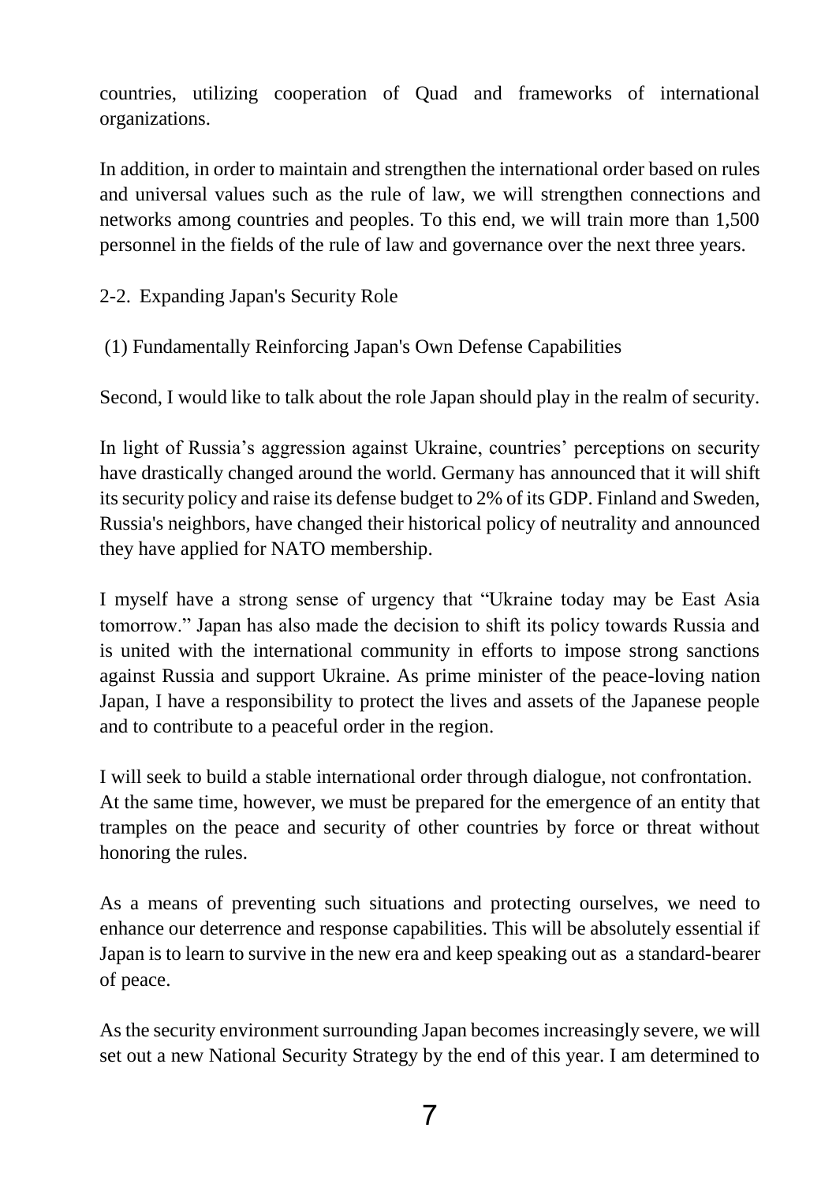countries, utilizing cooperation of Quad and frameworks of international organizations.

In addition, in order to maintain and strengthen the international order based on rules and universal values such as the rule of law, we will strengthen connections and networks among countries and peoples. To this end, we will train more than 1,500 personnel in the fields of the rule of law and governance over the next three years.

## 2-2. Expanding Japan's Security Role

### (1) Fundamentally Reinforcing Japan's Own Defense Capabilities

Second, I would like to talk about the role Japan should play in the realm of security.

In light of Russia's aggression against Ukraine, countries' perceptions on security have drastically changed around the world. Germany has announced that it will shift its security policy and raise its defense budget to 2% of its GDP. Finland and Sweden, Russia's neighbors, have changed their historical policy of neutrality and announced they have applied for NATO membership.

I myself have a strong sense of urgency that "Ukraine today may be East Asia tomorrow." Japan has also made the decision to shift its policy towards Russia and is united with the international community in efforts to impose strong sanctions against Russia and support Ukraine. As prime minister of the peace-loving nation Japan, I have a responsibility to protect the lives and assets of the Japanese people and to contribute to a peaceful order in the region.

I will seek to build a stable international order through dialogue, not confrontation. At the same time, however, we must be prepared for the emergence of an entity that tramples on the peace and security of other countries by force or threat without honoring the rules.

As a means of preventing such situations and protecting ourselves, we need to enhance our deterrence and response capabilities. This will be absolutely essential if Japan is to learn to survive in the new era and keep speaking out as a standard-bearer of peace.

As the security environment surrounding Japan becomes increasingly severe, we will set out a new National Security Strategy by the end of this year. I am determined to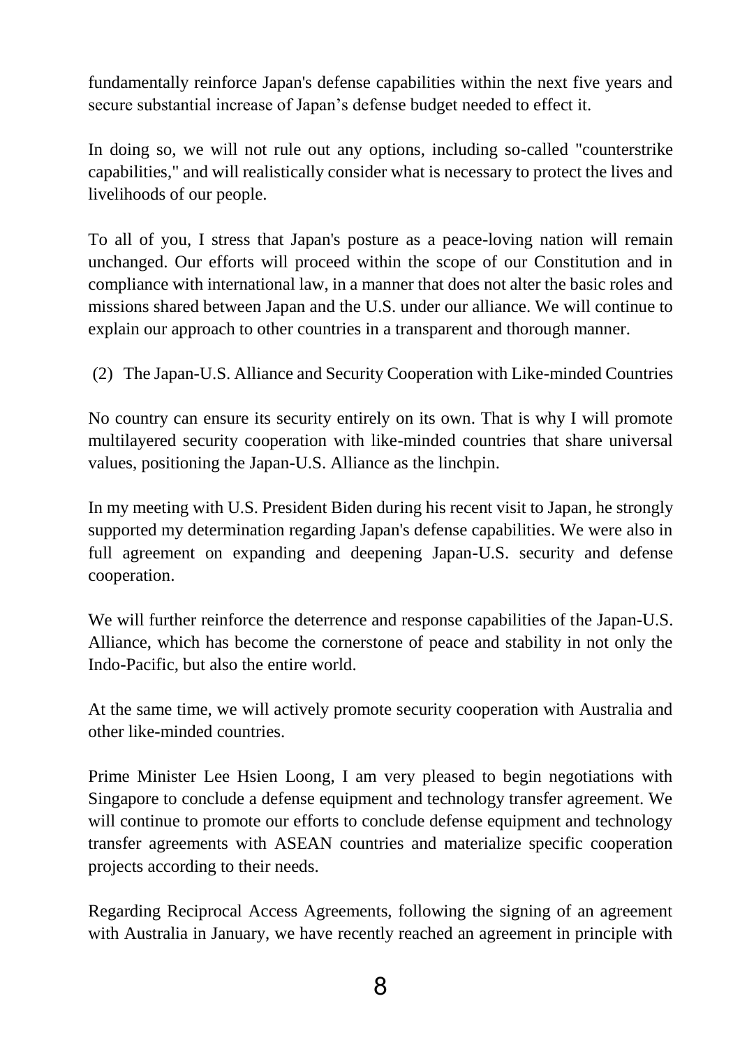fundamentally reinforce Japan's defense capabilities within the next five years and secure substantial increase of Japan's defense budget needed to effect it.

In doing so, we will not rule out any options, including so-called "counterstrike capabilities," and will realistically consider what is necessary to protect the lives and livelihoods of our people.

To all of you, I stress that Japan's posture as a peace-loving nation will remain unchanged. Our efforts will proceed within the scope of our Constitution and in compliance with international law, in a manner that does not alter the basic roles and missions shared between Japan and the U.S. under our alliance. We will continue to explain our approach to other countries in a transparent and thorough manner.

(2) The Japan-U.S. Alliance and Security Cooperation with Like-minded Countries

No country can ensure its security entirely on its own. That is why I will promote multilayered security cooperation with like-minded countries that share universal values, positioning the Japan-U.S. Alliance as the linchpin.

In my meeting with U.S. President Biden during his recent visit to Japan, he strongly supported my determination regarding Japan's defense capabilities. We were also in full agreement on expanding and deepening Japan-U.S. security and defense cooperation.

We will further reinforce the deterrence and response capabilities of the Japan-U.S. Alliance, which has become the cornerstone of peace and stability in not only the Indo-Pacific, but also the entire world.

At the same time, we will actively promote security cooperation with Australia and other like-minded countries.

Prime Minister Lee Hsien Loong, I am very pleased to begin negotiations with Singapore to conclude a defense equipment and technology transfer agreement. We will continue to promote our efforts to conclude defense equipment and technology transfer agreements with ASEAN countries and materialize specific cooperation projects according to their needs.

Regarding Reciprocal Access Agreements, following the signing of an agreement with Australia in January, we have recently reached an agreement in principle with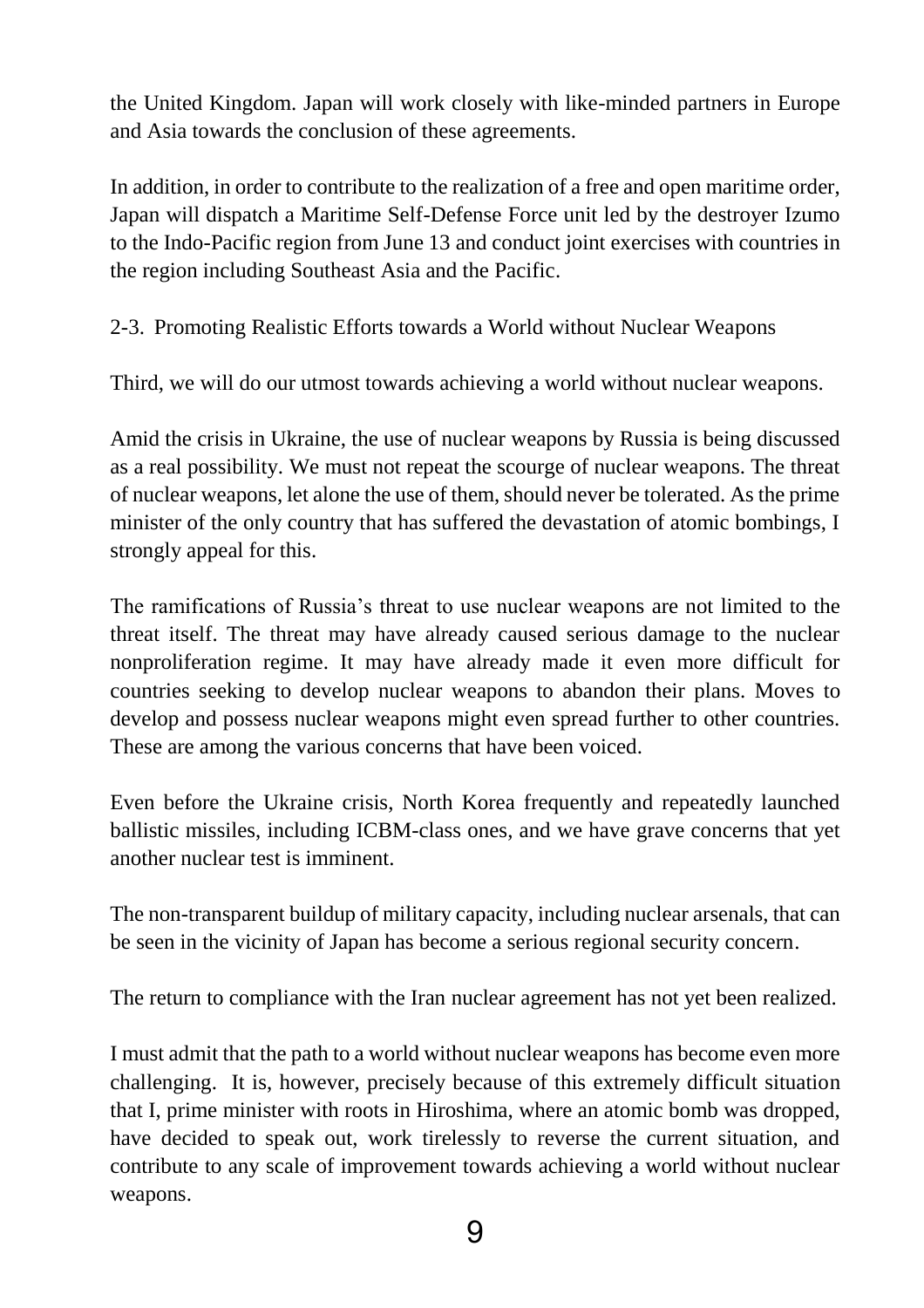the United Kingdom. Japan will work closely with like-minded partners in Europe and Asia towards the conclusion of these agreements.

In addition, in order to contribute to the realization of a free and open maritime order, Japan will dispatch a Maritime Self-Defense Force unit led by the destroyer Izumo to the Indo-Pacific region from June 13 and conduct joint exercises with countries in the region including Southeast Asia and the Pacific.

### 2-3. Promoting Realistic Efforts towards a World without Nuclear Weapons

Third, we will do our utmost towards achieving a world without nuclear weapons.

Amid the crisis in Ukraine, the use of nuclear weapons by Russia is being discussed as a real possibility. We must not repeat the scourge of nuclear weapons. The threat of nuclear weapons, let alone the use of them, should never be tolerated. As the prime minister of the only country that has suffered the devastation of atomic bombings, I strongly appeal for this.

The ramifications of Russia's threat to use nuclear weapons are not limited to the threat itself. The threat may have already caused serious damage to the nuclear nonproliferation regime. It may have already made it even more difficult for countries seeking to develop nuclear weapons to abandon their plans. Moves to develop and possess nuclear weapons might even spread further to other countries. These are among the various concerns that have been voiced.

Even before the Ukraine crisis, North Korea frequently and repeatedly launched ballistic missiles, including ICBM-class ones, and we have grave concerns that yet another nuclear test is imminent.

The non-transparent buildup of military capacity, including nuclear arsenals, that can be seen in the vicinity of Japan has become a serious regional security concern.

The return to compliance with the Iran nuclear agreement has not yet been realized.

I must admit that the path to a world without nuclear weapons has become even more challenging. It is, however, precisely because of this extremely difficult situation that I, prime minister with roots in Hiroshima, where an atomic bomb was dropped, have decided to speak out, work tirelessly to reverse the current situation, and contribute to any scale of improvement towards achieving a world without nuclear weapons.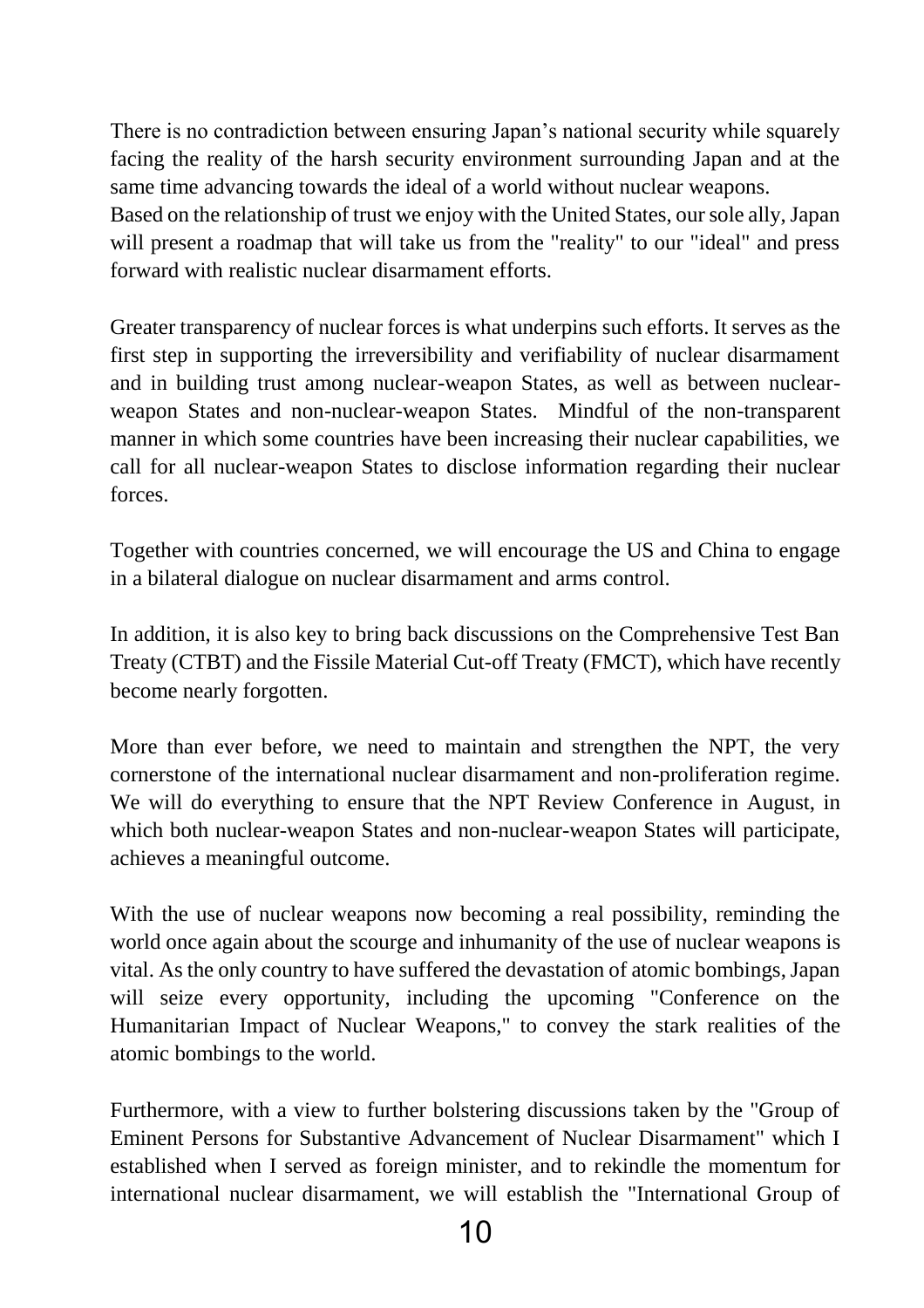There is no contradiction between ensuring Japan's national security while squarely facing the reality of the harsh security environment surrounding Japan and at the same time advancing towards the ideal of a world without nuclear weapons.
Based on the relationship of trust we enjoy with the United States, our sole ally, Japan will present a roadmap that will take us from the "reality" to our "ideal" and press forward with realistic nuclear disarmament efforts.

Greater transparency of nuclear forces is what underpins such efforts. It serves as the first step in supporting the irreversibility and verifiability of nuclear disarmament and in building trust among nuclear-weapon States, as well as between nuclear-weapon States and non-nuclear-weapon States. Mindful of the non-transparent manner in which some countries have been increasing their nuclear capabilities, we call for all nuclear-weapon States to disclose information regarding their nuclear forces.

Together with countries concerned, we will encourage the US and China to engage in a bilateral dialogue on nuclear disarmament and arms control.

In addition, it is also key to bring back discussions on the Comprehensive Test Ban Treaty (CTBT) and the Fissile Material Cut-off Treaty (FMCT), which have recently become nearly forgotten.

More than ever before, we need to maintain and strengthen the NPT, the very cornerstone of the international nuclear disarmament and non-proliferation regime. We will do everything to ensure that the NPT Review Conference in August, in which both nuclear-weapon States and non-nuclear-weapon States will participate, achieves a meaningful outcome.

With the use of nuclear weapons now becoming a real possibility, reminding the world once again about the scourge and inhumanity of the use of nuclear weapons is vital. As the only country to have suffered the devastation of atomic bombings, Japan will seize every opportunity, including the upcoming "Conference on the Humanitarian Impact of Nuclear Weapons," to convey the stark realities of the atomic bombings to the world.

Furthermore, with a view to further bolstering discussions taken by the "Group of Eminent Persons for Substantive Advancement of Nuclear Disarmament" which I established when I served as foreign minister, and to rekindle the momentum for international nuclear disarmament, we will establish the "International Group of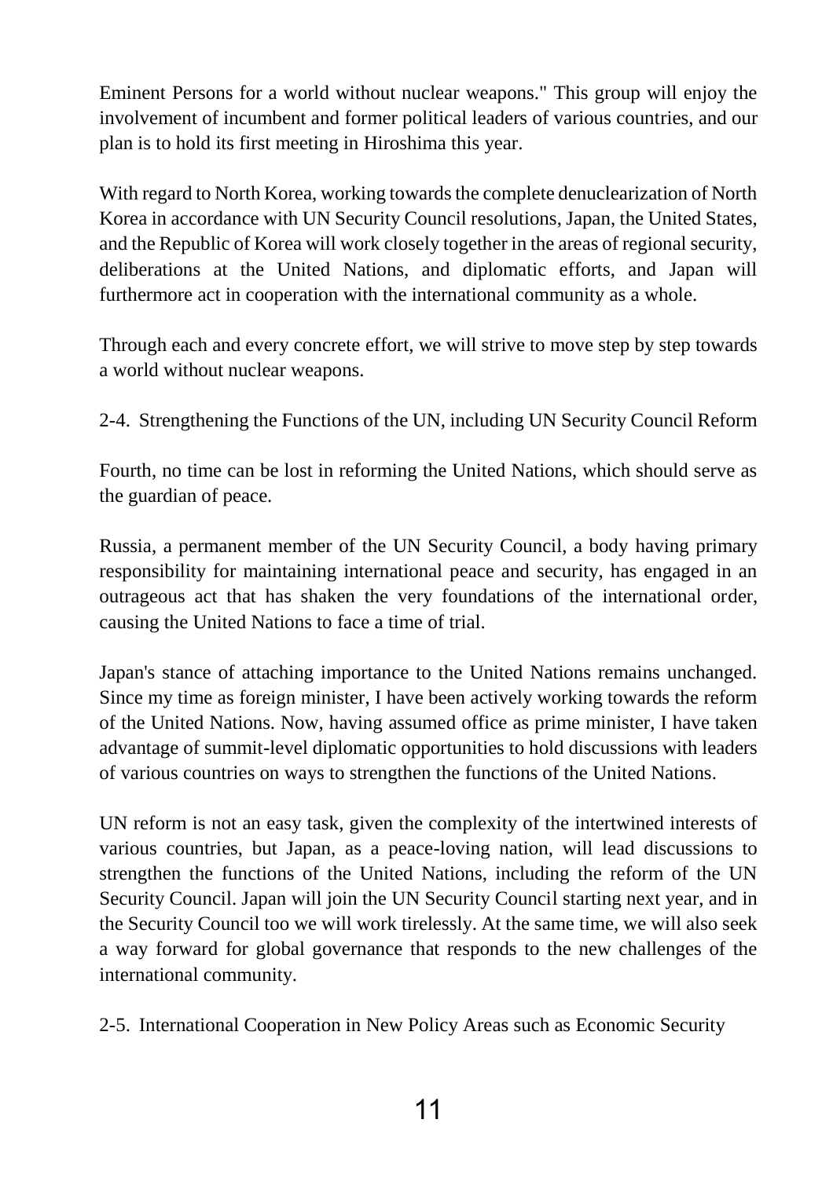Eminent Persons for a world without nuclear weapons." This group will enjoy the involvement of incumbent and former political leaders of various countries, and our plan is to hold its first meeting in Hiroshima this year.

With regard to North Korea, working towards the complete denuclearization of North Korea in accordance with UN Security Council resolutions, Japan, the United States, and the Republic of Korea will work closely together in the areas of regional security, deliberations at the United Nations, and diplomatic efforts, and Japan will furthermore act in cooperation with the international community as a whole.

Through each and every concrete effort, we will strive to move step by step towards a world without nuclear weapons.

### 2-4. Strengthening the Functions of the UN, including UN Security Council Reform

Fourth, no time can be lost in reforming the United Nations, which should serve as the guardian of peace.

Russia, a permanent member of the UN Security Council, a body having primary responsibility for maintaining international peace and security, has engaged in an outrageous act that has shaken the very foundations of the international order, causing the United Nations to face a time of trial.

Japan's stance of attaching importance to the United Nations remains unchanged. Since my time as foreign minister, I have been actively working towards the reform of the United Nations. Now, having assumed office as prime minister, I have taken advantage of summit-level diplomatic opportunities to hold discussions with leaders of various countries on ways to strengthen the functions of the United Nations.

UN reform is not an easy task, given the complexity of the intertwined interests of various countries, but Japan, as a peace-loving nation, will lead discussions to strengthen the functions of the United Nations, including the reform of the UN Security Council. Japan will join the UN Security Council starting next year, and in the Security Council too we will work tirelessly. At the same time, we will also seek a way forward for global governance that responds to the new challenges of the international community.

### 2-5. International Cooperation in New Policy Areas such as Economic Security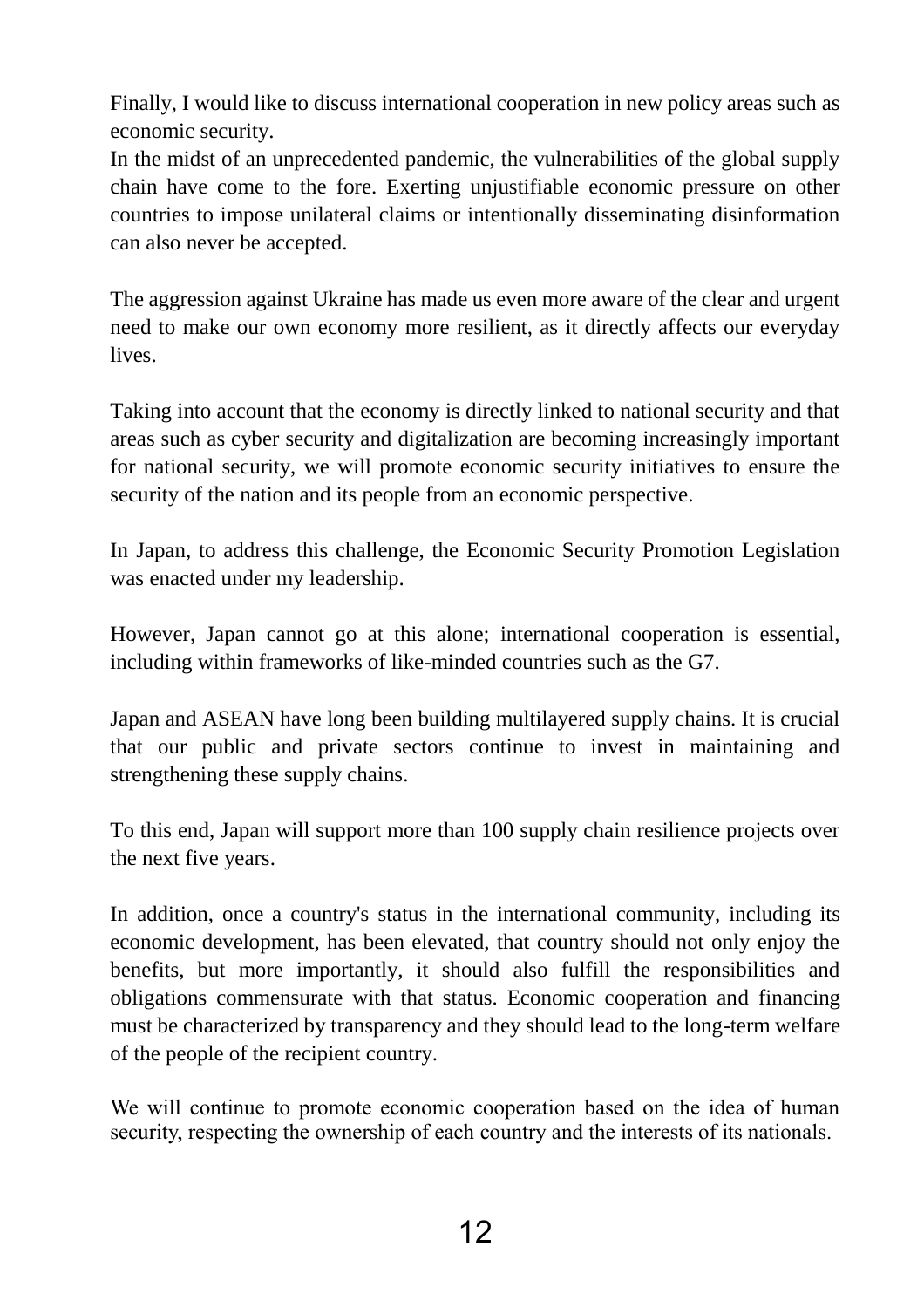Finally, I would like to discuss international cooperation in new policy areas such as economic security.
In the midst of an unprecedented pandemic, the vulnerabilities of the global supply chain have come to the fore. Exerting unjustifiable economic pressure on other countries to impose unilateral claims or intentionally disseminating disinformation can also never be accepted.

The aggression against Ukraine has made us even more aware of the clear and urgent need to make our own economy more resilient, as it directly affects our everyday lives.

Taking into account that the economy is directly linked to national security and that areas such as cyber security and digitalization are becoming increasingly important for national security, we will promote economic security initiatives to ensure the security of the nation and its people from an economic perspective.

In Japan, to address this challenge, the Economic Security Promotion Legislation was enacted under my leadership.

However, Japan cannot go at this alone; international cooperation is essential, including within frameworks of like-minded countries such as the G7.

Japan and ASEAN have long been building multilayered supply chains. It is crucial that our public and private sectors continue to invest in maintaining and strengthening these supply chains.

To this end, Japan will support more than 100 supply chain resilience projects over the next five years.

In addition, once a country's status in the international community, including its economic development, has been elevated, that country should not only enjoy the benefits, but more importantly, it should also fulfill the responsibilities and obligations commensurate with that status. Economic cooperation and financing must be characterized by transparency and they should lead to the long-term welfare of the people of the recipient country.

We will continue to promote economic cooperation based on the idea of human security, respecting the ownership of each country and the interests of its nationals.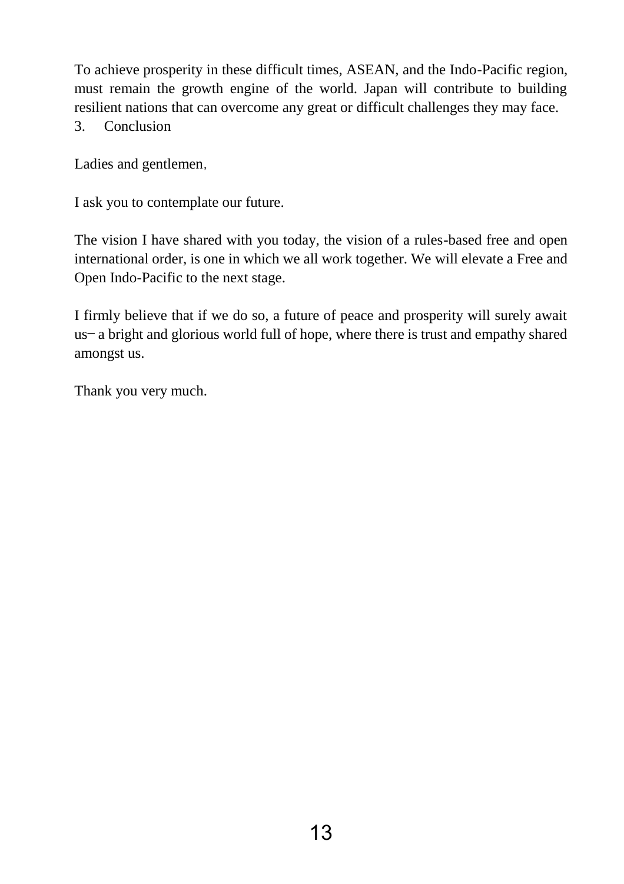To achieve prosperity in these difficult times, ASEAN, and the Indo-Pacific region, must remain the growth engine of the world. Japan will contribute to building resilient nations that can overcome any great or difficult challenges they may face.

## 3. Conclusion

Ladies and gentlemen,

I ask you to contemplate our future.

The vision I have shared with you today, the vision of a rules-based free and open international order, is one in which we all work together. We will elevate a Free and Open Indo-Pacific to the next stage.

I firmly believe that if we do so, a future of peace and prosperity will surely await us– a bright and glorious world full of hope, where there is trust and empathy shared amongst us.

Thank you very much.